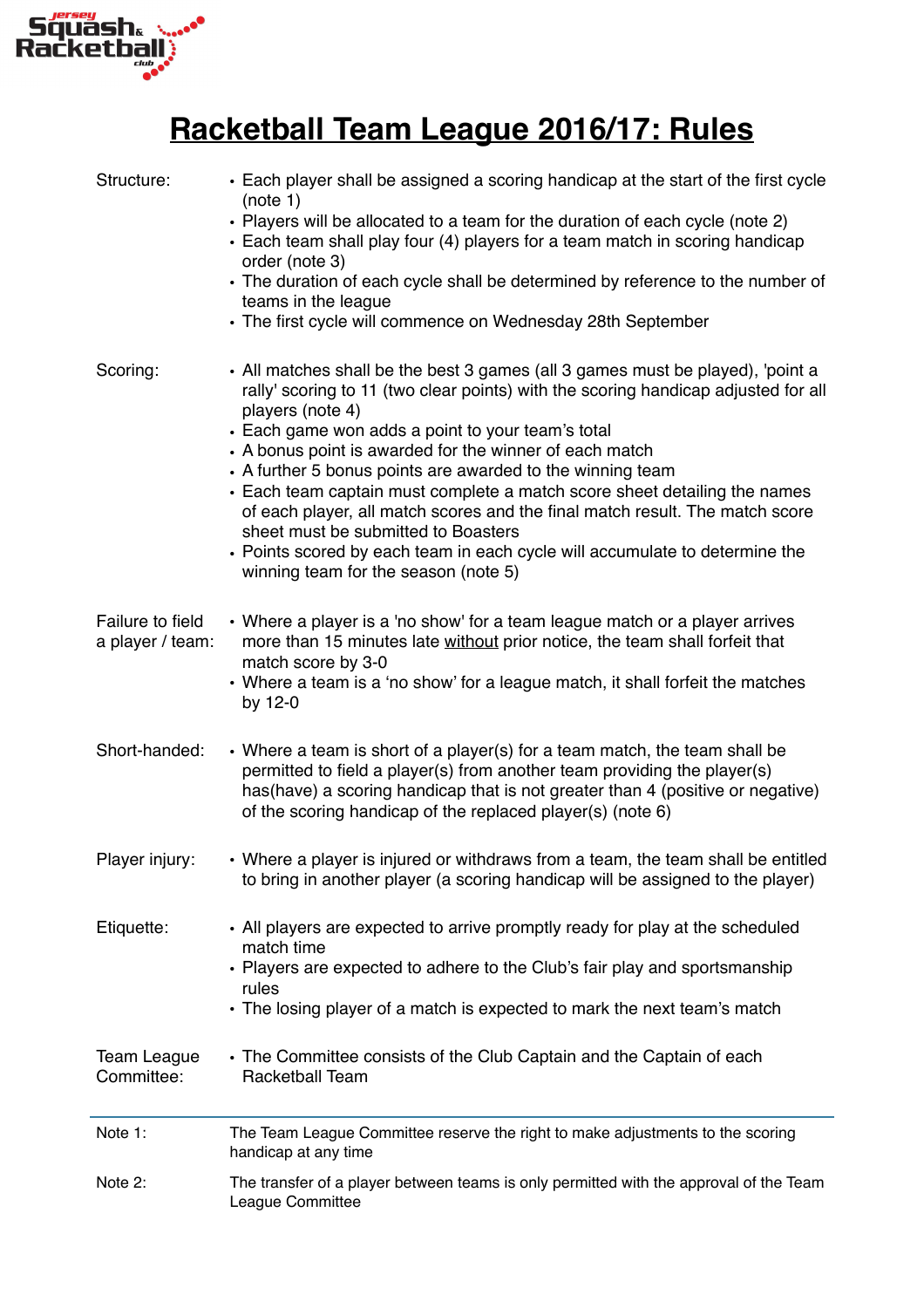# Racketball Team League 2016/17: Rules

**Structure:**

- Each player shall be assigned a scoring handicap at the start of the first cycle (note 1)
- Players will be allocated to a team for the duration of each cycle (note 2)
- Each team shall play four (4) players for a team match in scoring handicap order (note 3)
- The duration of each cycle shall be determined by reference to the number of teams in the league
- The first cycle will commence on Wednesday 28th September

**Scoring:**

- All matches shall be the best 3 games (all 3 games must be played), 'point a rally' scoring to 11 (two clear points) with the scoring handicap adjusted for all players (note 4)
- Each game won adds a point to your team's total
- A bonus point is awarded for the winner of each match
- A further 5 bonus points are awarded to the winning team
- Each team captain must complete a match score sheet detailing the names of each player, all match scores and the final match result. The match score sheet must be submitted to Boasters
- Points scored by each team in each cycle will accumulate to determine the winning team for the season (note 5)

**Failure to field a player / team:**

- Where a player is a 'no show' for a team league match or a player arrives more than 15 minutes late <u>without</u> prior notice, the team shall forfeit that match score by 3-0
- Where a team is a 'no show' for a league match, it shall forfeit the matches by 12-0

**Short-handed:**

- Where a team is short of a player(s) for a team match, the team shall be permitted to field a player(s) from another team providing the player(s) has(have) a scoring handicap that is not greater than 4 (positive or negative) of the scoring handicap of the replaced player(s) (note 6)

**Player injury:**

- Where a player is injured or withdraws from a team, the team shall be entitled to bring in another player (a scoring handicap will be assigned to the player)

**Etiquette:**

- All players are expected to arrive promptly ready for play at the scheduled match time
- Players are expected to adhere to the Club's fair play and sportsmanship rules
- The losing player of a match is expected to mark the next team's match

**Team League Committee:**

- The Committee consists of the Club Captain and the Captain of each Racketball Team

---

Note 1: The Team League Committee reserve the right to make adjustments to the scoring handicap at any time

Note 2: The transfer of a player between teams is only permitted with the approval of the Team League Committee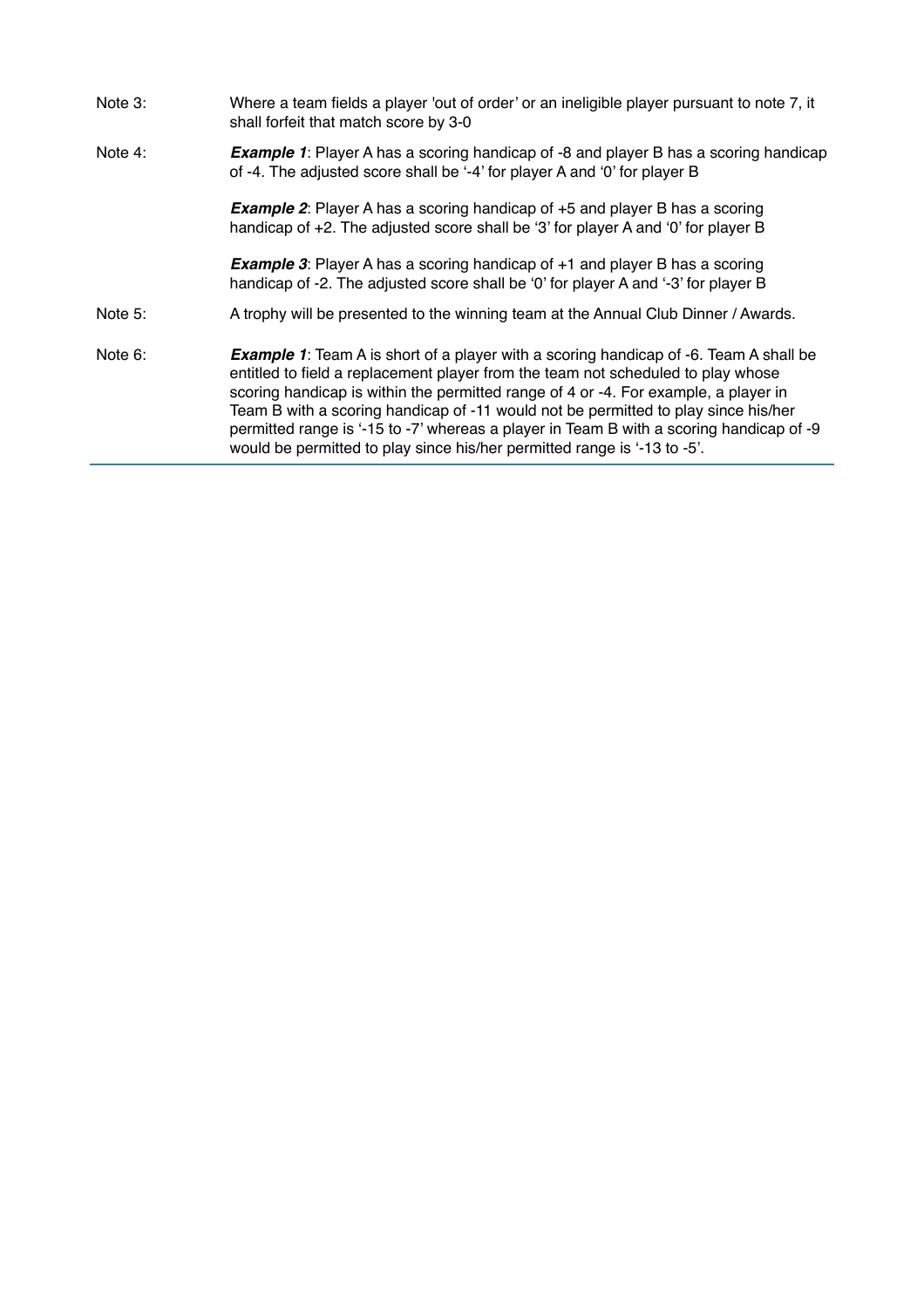Note 3: Where a team fields a player 'out of order' or an ineligible player pursuant to note 7, it shall forfeit that match score by 3-0

Note 4: ***Example 1***: Player A has a scoring handicap of -8 and player B has a scoring handicap of -4. The adjusted score shall be '-4' for player A and '0' for player B

***Example 2***: Player A has a scoring handicap of +5 and player B has a scoring handicap of +2. The adjusted score shall be '3' for player A and '0' for player B

***Example 3***: Player A has a scoring handicap of +1 and player B has a scoring handicap of -2. The adjusted score shall be '0' for player A and '-3' for player B

Note 5: A trophy will be presented to the winning team at the Annual Club Dinner / Awards.

Note 6: ***Example 1***: Team A is short of a player with a scoring handicap of -6. Team A shall be entitled to field a replacement player from the team not scheduled to play whose scoring handicap is within the permitted range of 4 or -4. For example, a player in Team B with a scoring handicap of -11 would not be permitted to play since his/her permitted range is '-15 to -7' whereas a player in Team B with a scoring handicap of -9 would be permitted to play since his/her permitted range is '-13 to -5'.